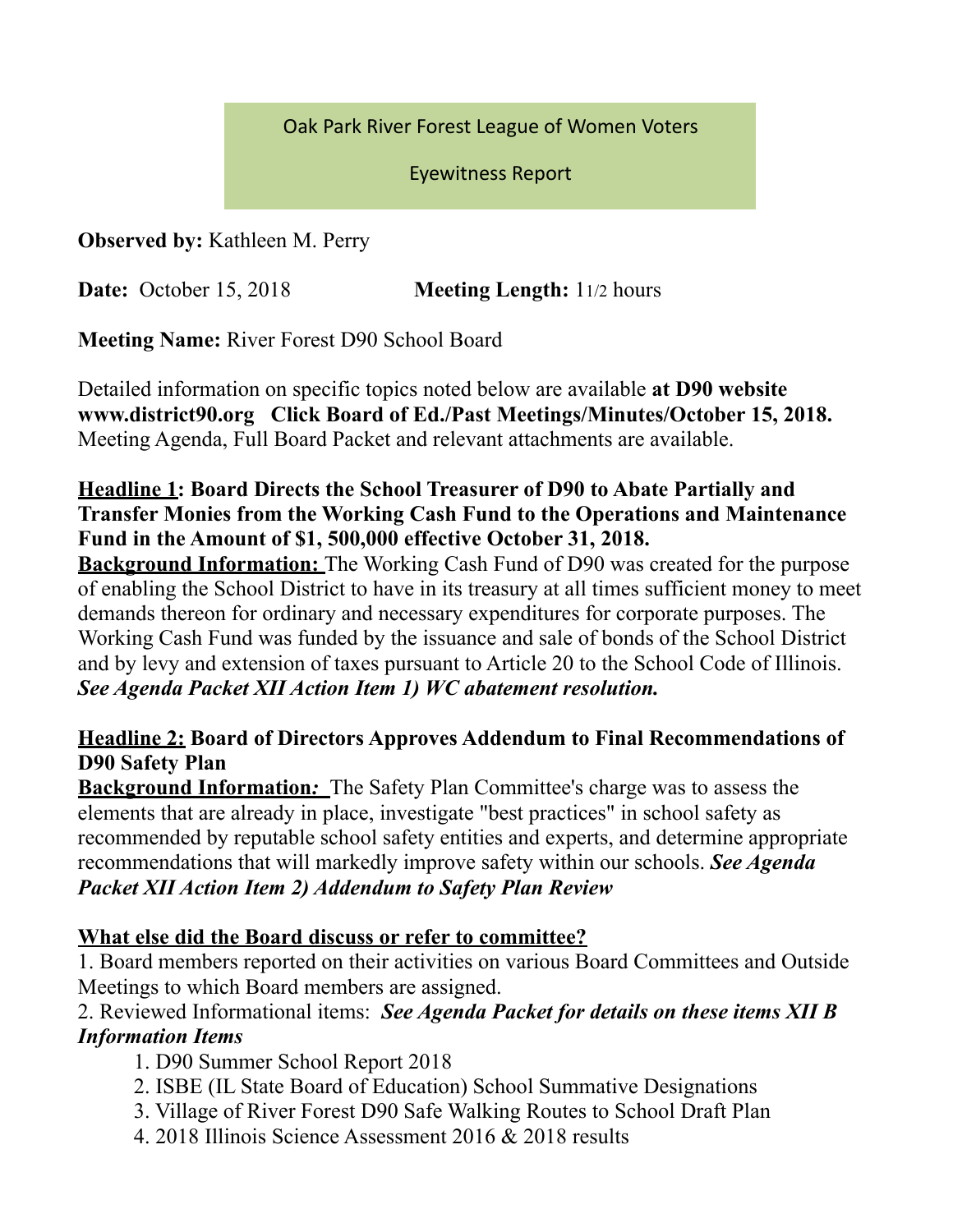Oak Park River Forest League of Women Voters

Eyewitness Report

**Observed by:** Kathleen M. Perry

**Date:** October 15, 2018 **Meeting Length:** 11/2 hours

**Meeting Name:** River Forest D90 School Board

Detailed information on specific topics noted below are available **at D90 website www.district90.org Click Board of Ed./Past Meetings/Minutes/October 15, 2018.** Meeting Agenda, Full Board Packet and relevant attachments are available.

**Headline 1: Board Directs the School Treasurer of D90 to Abate Partially and Transfer Monies from the Working Cash Fund to the Operations and Maintenance Fund in the Amount of $1, 500,000 effective October 31, 2018.**

**Background Information:** The Working Cash Fund of D90 was created for the purpose of enabling the School District to have in its treasury at all times sufficient money to meet demands thereon for ordinary and necessary expenditures for corporate purposes. The Working Cash Fund was funded by the issuance and sale of bonds of the School District and by levy and extension of taxes pursuant to Article 20 to the School Code of Illinois. ***See Agenda Packet XII Action Item 1) WC abatement resolution.***

**Headline 2: Board of Directors Approves Addendum to Final Recommendations of D90 Safety Plan**

**Background Information:** The Safety Plan Committee's charge was to assess the elements that are already in place, investigate "best practices" in school safety as recommended by reputable school safety entities and experts, and determine appropriate recommendations that will markedly improve safety within our schools. ***See Agenda Packet XII Action Item 2) Addendum to Safety Plan Review***

**What else did the Board discuss or refer to committee?**

1. Board members reported on their activities on various Board Committees and Outside Meetings to which Board members are assigned.
2. Reviewed Informational items: ***See Agenda Packet for details on these items XII B Information Items***
    1. D90 Summer School Report 2018
    2. ISBE (IL State Board of Education) School Summative Designations
    3. Village of River Forest D90 Safe Walking Routes to School Draft Plan
    4. 2018 Illinois Science Assessment 2016 & 2018 results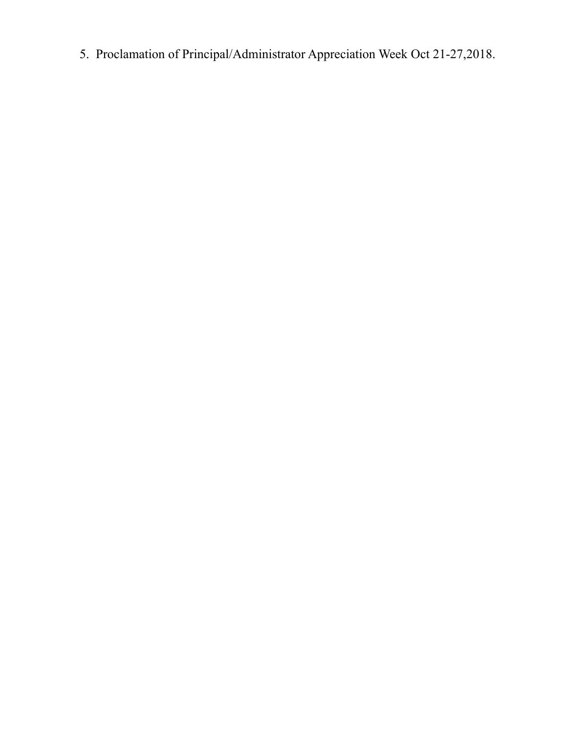5. Proclamation of Principal/Administrator Appreciation Week Oct 21-27,2018.